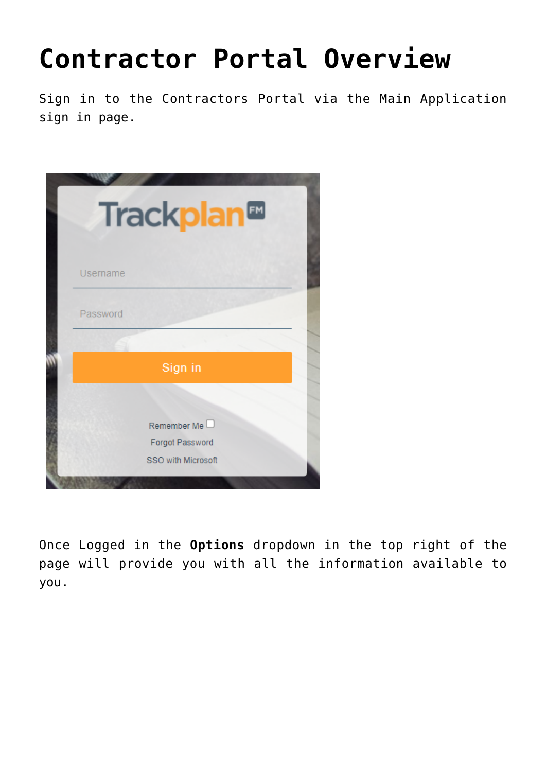# Contractor Portal Overview

Sign in to the Contractors Portal via the Main Application sign in page.

Once Logged in the **Options** dropdown in the top right of the page will provide you with all the information available to you.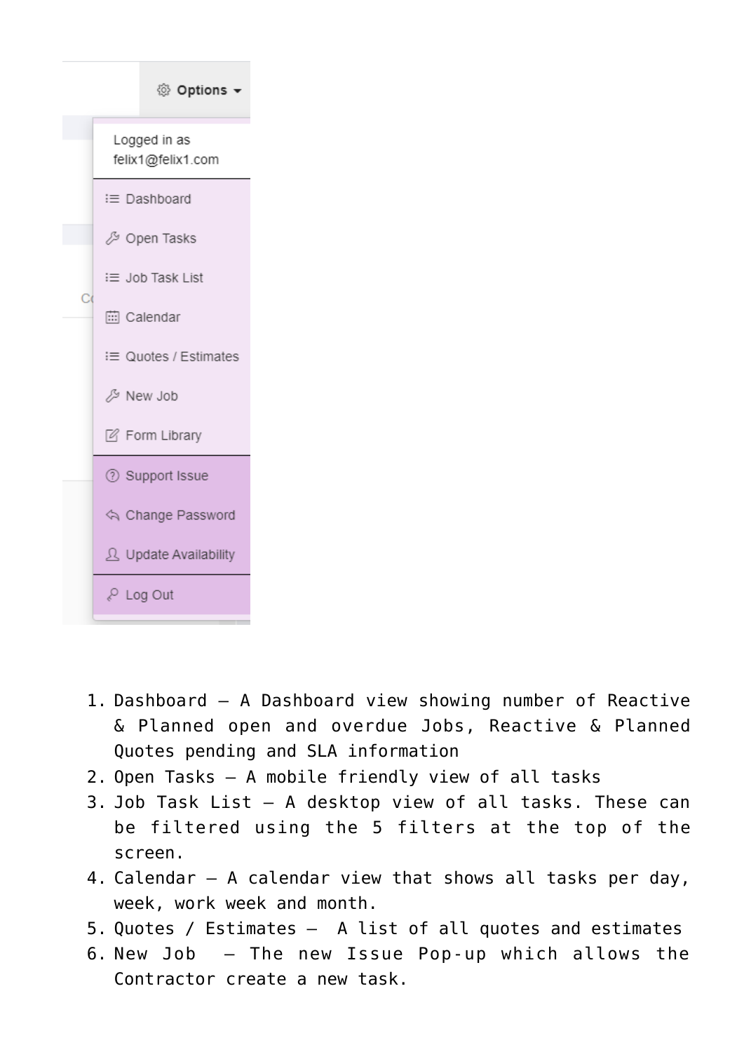1. Dashboard – A Dashboard view showing number of Reactive & Planned open and overdue Jobs, Reactive & Planned Quotes pending and SLA information
2. Open Tasks – A mobile friendly view of all tasks
3. Job Task List – A desktop view of all tasks. These can be filtered using the 5 filters at the top of the screen.
4. Calendar – A calendar view that shows all tasks per day, week, work week and month.
5. Quotes / Estimates – A list of all quotes and estimates
6. New Job – The new Issue Pop-up which allows the Contractor create a new task.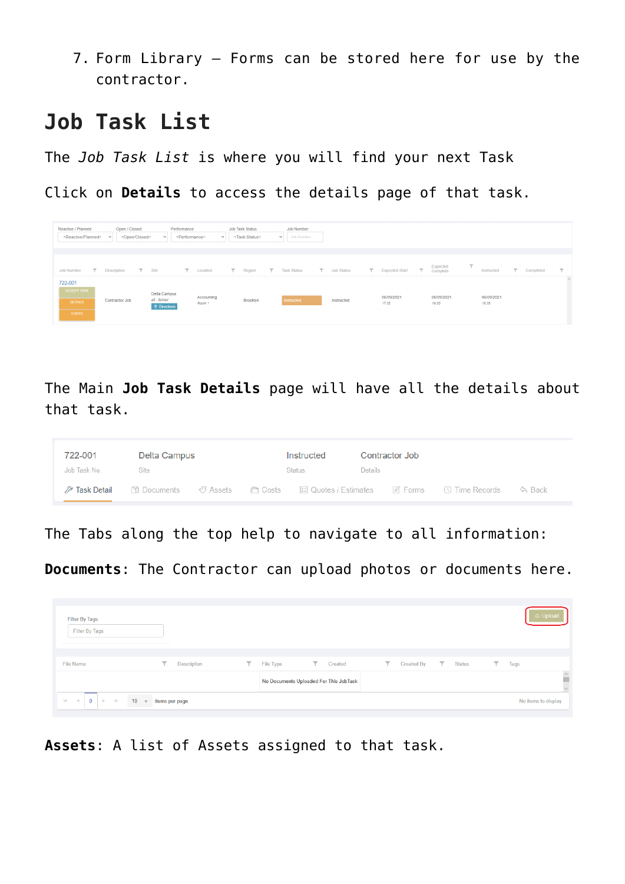7. Form Library – Forms can be stored here for use by the contractor.

# Job Task List

The *Job Task List* is where you will find your next Task

Click on **Details** to access the details page of that task.

The Main **Job Task Details** page will have all the details about that task.

The Tabs along the top help to navigate to all information:

**Documents**: The Contractor can upload photos or documents here.

**Assets**: A list of Assets assigned to that task.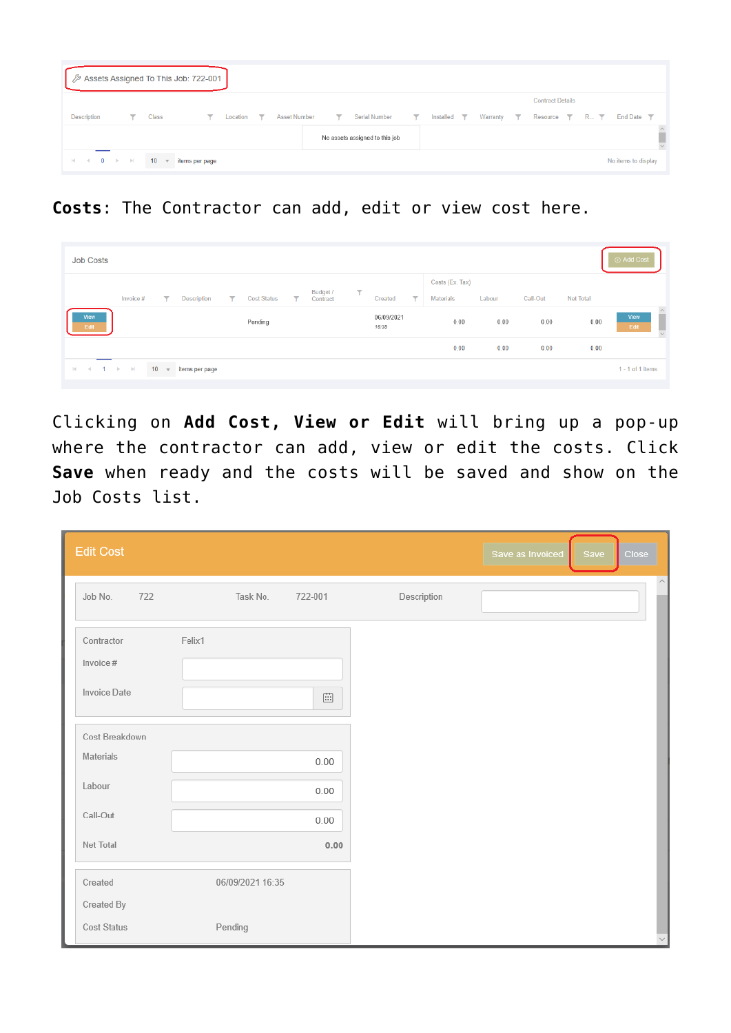**Costs**: The Contractor can add, edit or view cost here.

Clicking on **Add Cost, View or Edit** will bring up a pop-up where the contractor can add, view or edit the costs. Click **Save** when ready and the costs will be saved and show on the Job Costs list.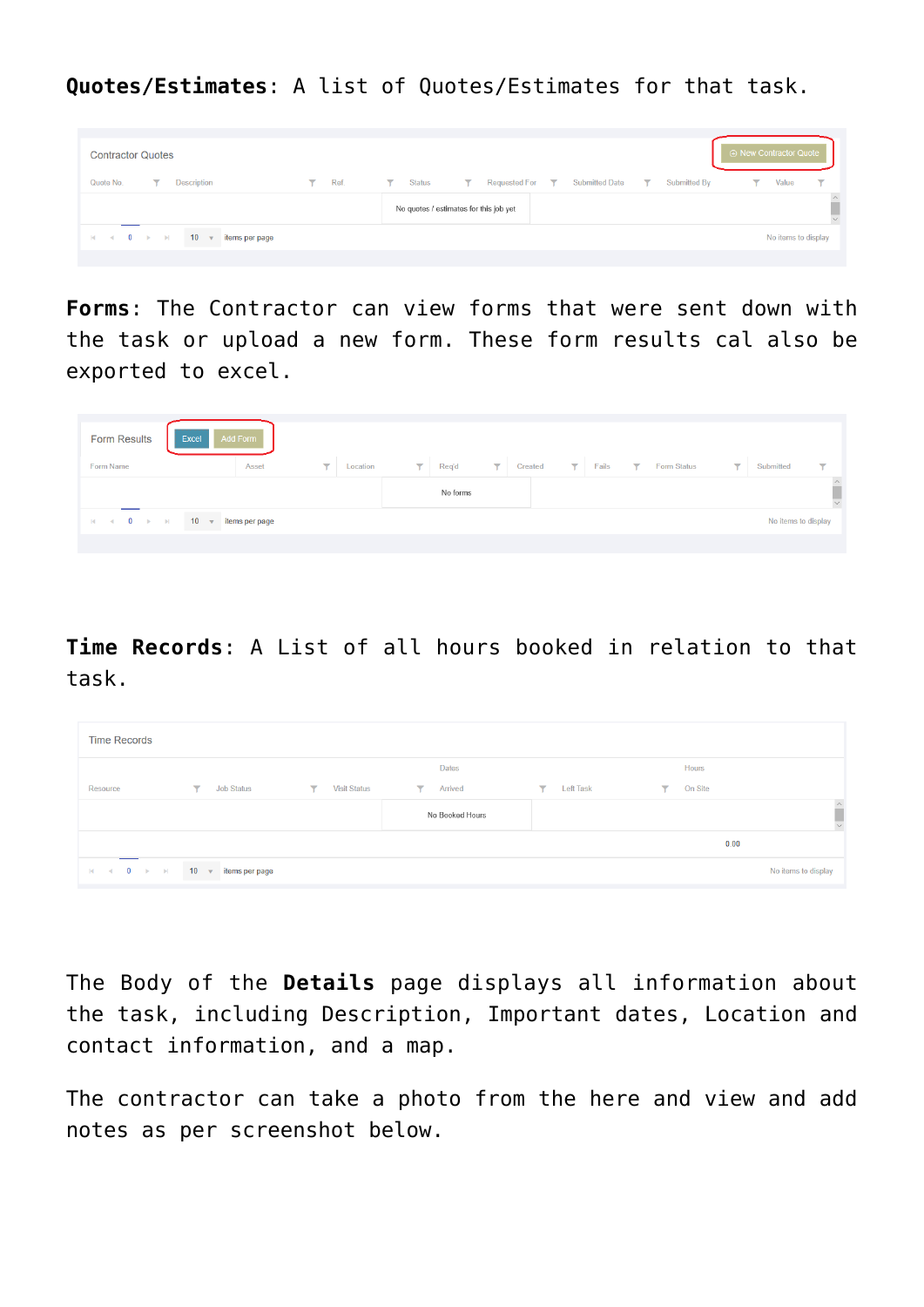**Quotes/Estimates**: A list of Quotes/Estimates for that task.

Contractor Quotes

New Contractor Quote

| Quote No. | Description | Ref | Status | Requested For | Submitted Date | Submitted By | Value |
|---|---|---|---|---|---|---|---|
| No quotes / estimates for this job yet | | | | | | | |

0 · 10 items per page · No items to display

**Forms**: The Contractor can view forms that were sent down with the task or upload a new form. These form results cal also be exported to excel.

Form Results · Excel · Add Form

| Form Name | Asset | Location | Req'd | Created | Fails | Form Status | Submitted |
|---|---|---|---|---|---|---|---|
| No forms | | | | | | | |

0 · 10 Items per page · No items to display

**Time Records**: A List of all hours booked in relation to that task.

Time Records

| Resource | Job Status | Visit Status | Dates | | Hours |
|---|---|---|---|---|---|
| | | | Arrived | Left Task | On Site |
| No Booked Hours | | | | | |
| | | | | | 0.00 |

0 · 10 items per page · No items to display

The Body of the **Details** page displays all information about the task, including Description, Important dates, Location and contact information, and a map.

The contractor can take a photo from the here and view and add notes as per screenshot below.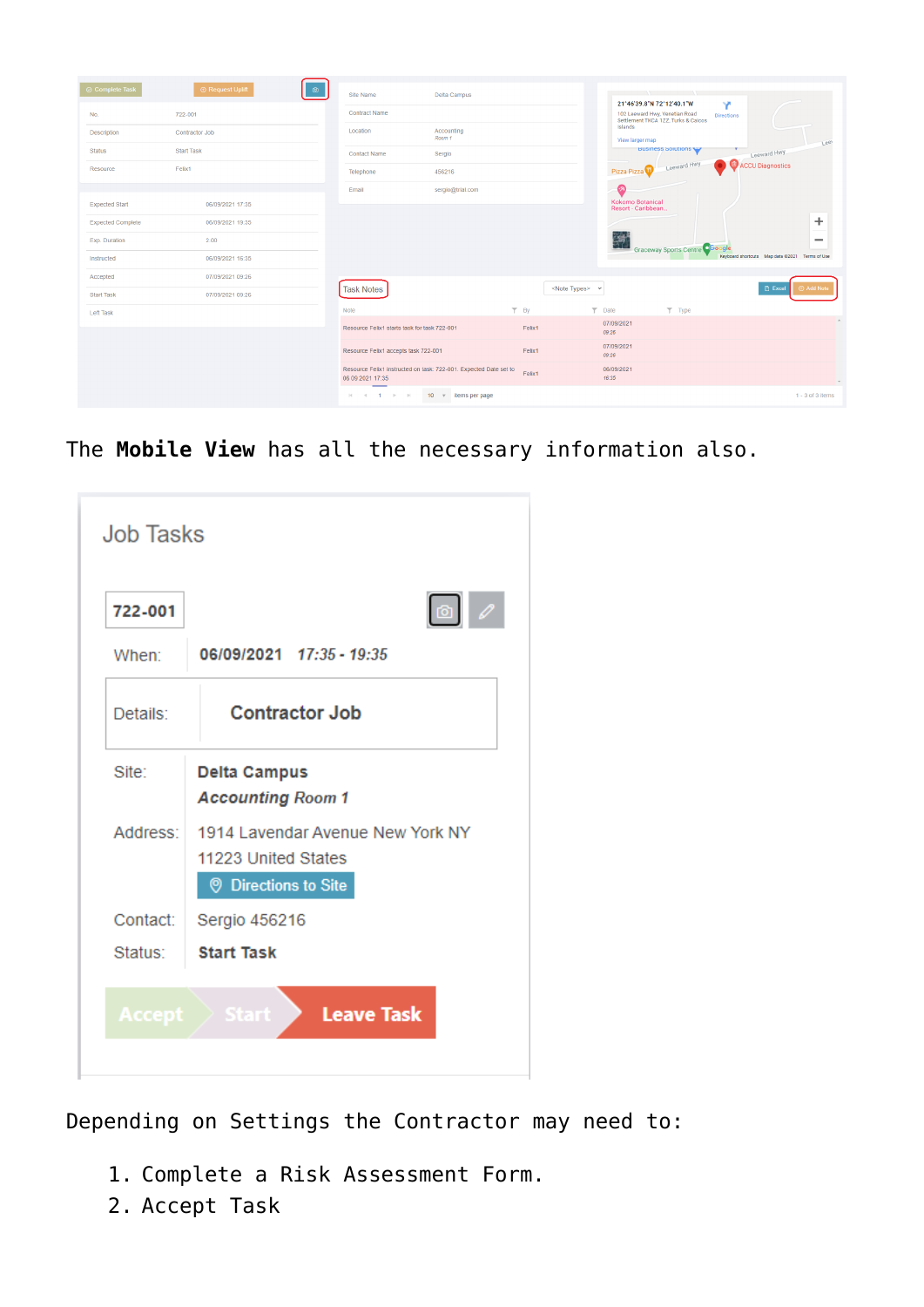The **Mobile View** has all the necessary information also.

Depending on Settings the Contractor may need to:

1. Complete a Risk Assessment Form.
2. Accept Task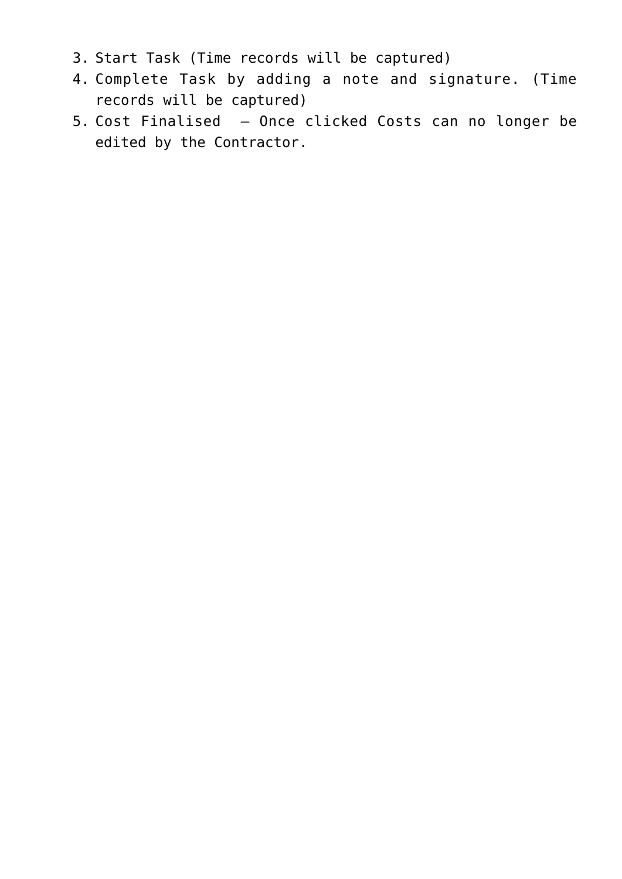3. Start Task (Time records will be captured)
4. Complete Task by adding a note and signature. (Time records will be captured)
5. Cost Finalised – Once clicked Costs can no longer be edited by the Contractor.